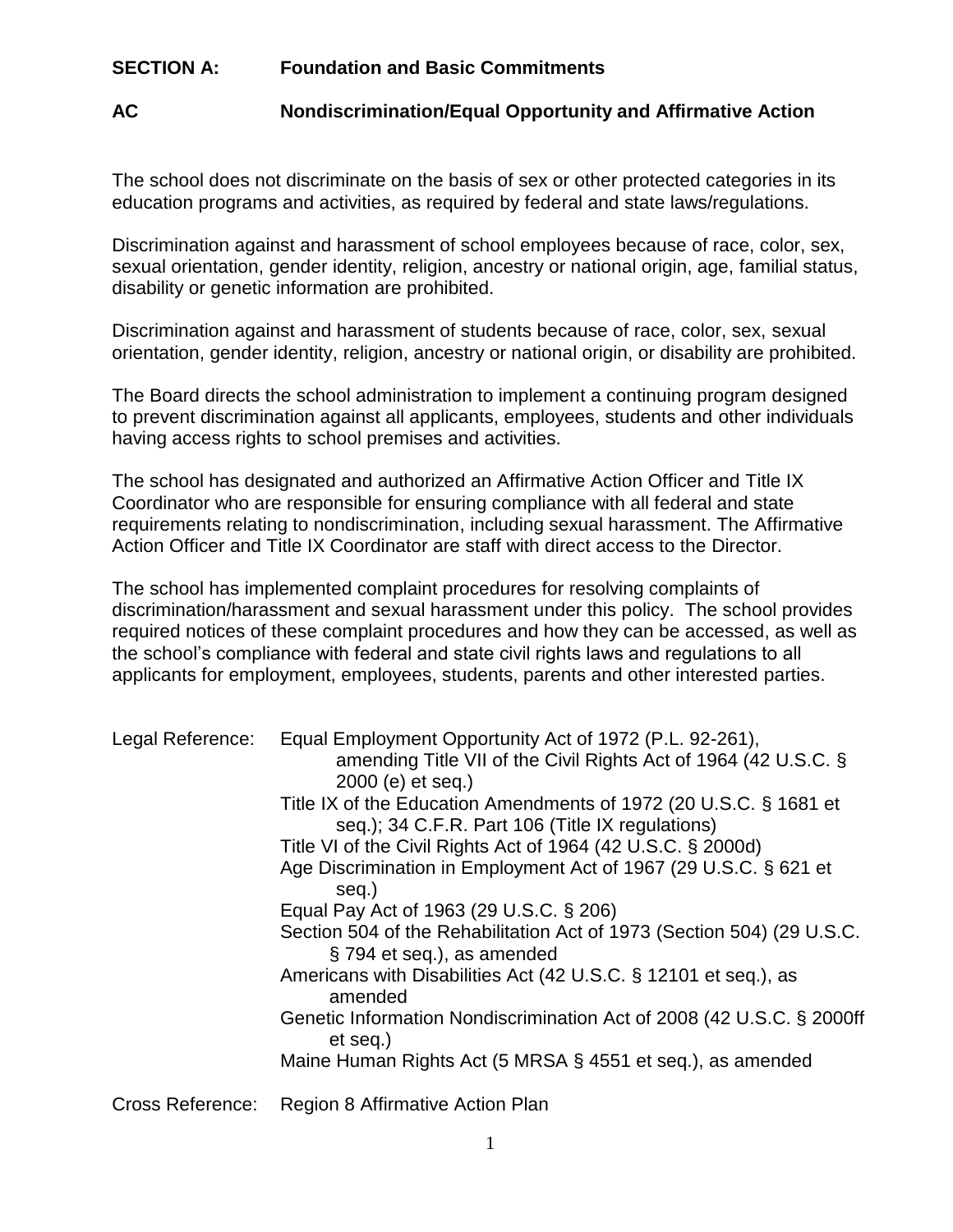## SECTION A: Foundation and Basic Commitments

## AC Nondiscrimination/Equal Opportunity and Affirmative Action

The school does not discriminate on the basis of sex or other protected categories in its education programs and activities, as required by federal and state laws/regulations.

Discrimination against and harassment of school employees because of race, color, sex, sexual orientation, gender identity, religion, ancestry or national origin, age, familial status, disability or genetic information are prohibited.

Discrimination against and harassment of students because of race, color, sex, sexual orientation, gender identity, religion, ancestry or national origin, or disability are prohibited.

The Board directs the school administration to implement a continuing program designed to prevent discrimination against all applicants, employees, students and other individuals having access rights to school premises and activities.

The school has designated and authorized an Affirmative Action Officer and Title IX Coordinator who are responsible for ensuring compliance with all federal and state requirements relating to nondiscrimination, including sexual harassment. The Affirmative Action Officer and Title IX Coordinator are staff with direct access to the Director.

The school has implemented complaint procedures for resolving complaints of discrimination/harassment and sexual harassment under this policy. The school provides required notices of these complaint procedures and how they can be accessed, as well as the school's compliance with federal and state civil rights laws and regulations to all applicants for employment, employees, students, parents and other interested parties.

Legal Reference:
- Equal Employment Opportunity Act of 1972 (P.L. 92-261), amending Title VII of the Civil Rights Act of 1964 (42 U.S.C. § 2000 (e) et seq.)
- Title IX of the Education Amendments of 1972 (20 U.S.C. § 1681 et seq.); 34 C.F.R. Part 106 (Title IX regulations)
- Title VI of the Civil Rights Act of 1964 (42 U.S.C. § 2000d)
- Age Discrimination in Employment Act of 1967 (29 U.S.C. § 621 et seq.)
- Equal Pay Act of 1963 (29 U.S.C. § 206)
- Section 504 of the Rehabilitation Act of 1973 (Section 504) (29 U.S.C. § 794 et seq.), as amended
- Americans with Disabilities Act (42 U.S.C. § 12101 et seq.), as amended
- Genetic Information Nondiscrimination Act of 2008 (42 U.S.C. § 2000ff et seq.)
- Maine Human Rights Act (5 MRSA § 4551 et seq.), as amended

Cross Reference: Region 8 Affirmative Action Plan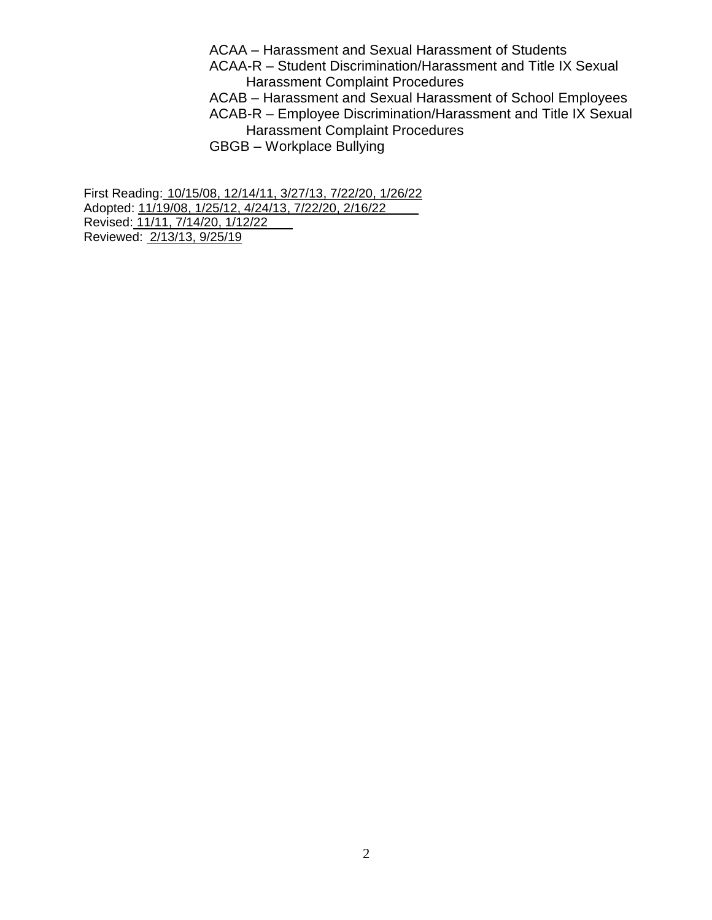ACAA – Harassment and Sexual Harassment of Students
ACAA-R – Student Discrimination/Harassment and Title IX Sexual Harassment Complaint Procedures
ACAB – Harassment and Sexual Harassment of School Employees
ACAB-R – Employee Discrimination/Harassment and Title IX Sexual Harassment Complaint Procedures
GBGB – Workplace Bullying

First Reading: 10/15/08, 12/14/11, 3/27/13, 7/22/20, 1/26/22
Adopted: 11/19/08, 1/25/12, 4/24/13, 7/22/20, 2/16/22
Revised: 11/11, 7/14/20, 1/12/22
Reviewed: 2/13/13, 9/25/19